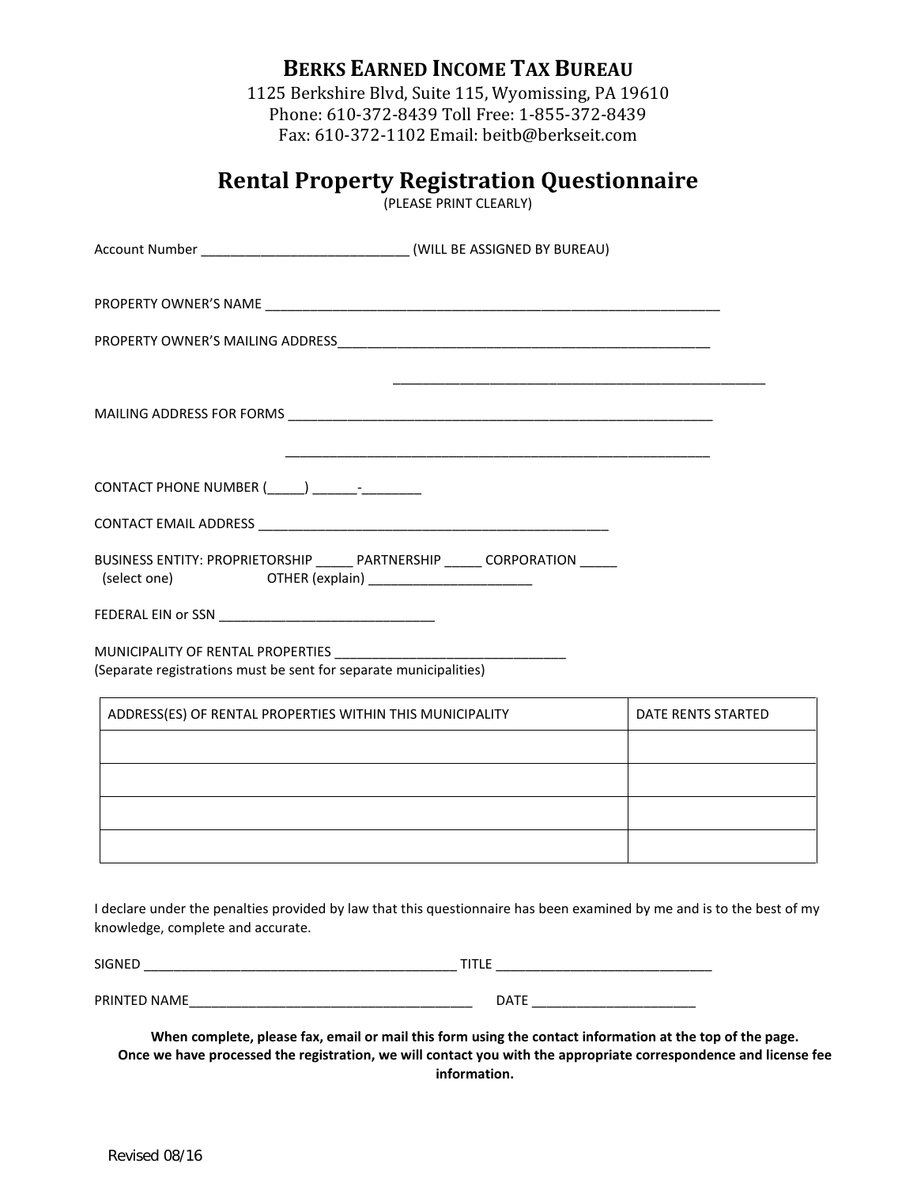# BERKS EARNED INCOME TAX BUREAU

1125 Berkshire Blvd, Suite 115, Wyomissing, PA 19610
Phone: 610-372-8439 Toll Free: 1-855-372-8439
Fax: 610-372-1102 Email: beitb@berkseit.com

## Rental Property Registration Questionnaire

(PLEASE PRINT CLEARLY)

Account Number ____________________________ (WILL BE ASSIGNED BY BUREAU)

PROPERTY OWNER'S NAME ____________________________________________________________________

PROPERTY OWNER'S MAILING ADDRESS_______________________________________________________

_______________________________________________________

MAILING ADDRESS FOR FORMS _______________________________________________________________

_______________________________________________________________

CONTACT PHONE NUMBER (_____) ______-________

CONTACT EMAIL ADDRESS ___________________________________________________

BUSINESS ENTITY: PROPRIETORSHIP _____ PARTNERSHIP _____ CORPORATION _____
(select one) OTHER (explain) _______________________

FEDERAL EIN or SSN _______________________________

MUNICIPALITY OF RENTAL PROPERTIES ________________________________
(Separate registrations must be sent for separate municipalities)

| ADDRESS(ES) OF RENTAL PROPERTIES WITHIN THIS MUNICIPALITY | DATE RENTS STARTED |
|---|---|
| | |
| | |
| | |
| | |

I declare under the penalties provided by law that this questionnaire has been examined by me and is to the best of my knowledge, complete and accurate.

SIGNED ___________________________________________ TITLE ______________________________

PRINTED NAME________________________________________ DATE _______________________

**When complete, please fax, email or mail this form using the contact information at the top of the page. Once we have processed the registration, we will contact you with the appropriate correspondence and license fee information.**

Revised 08/16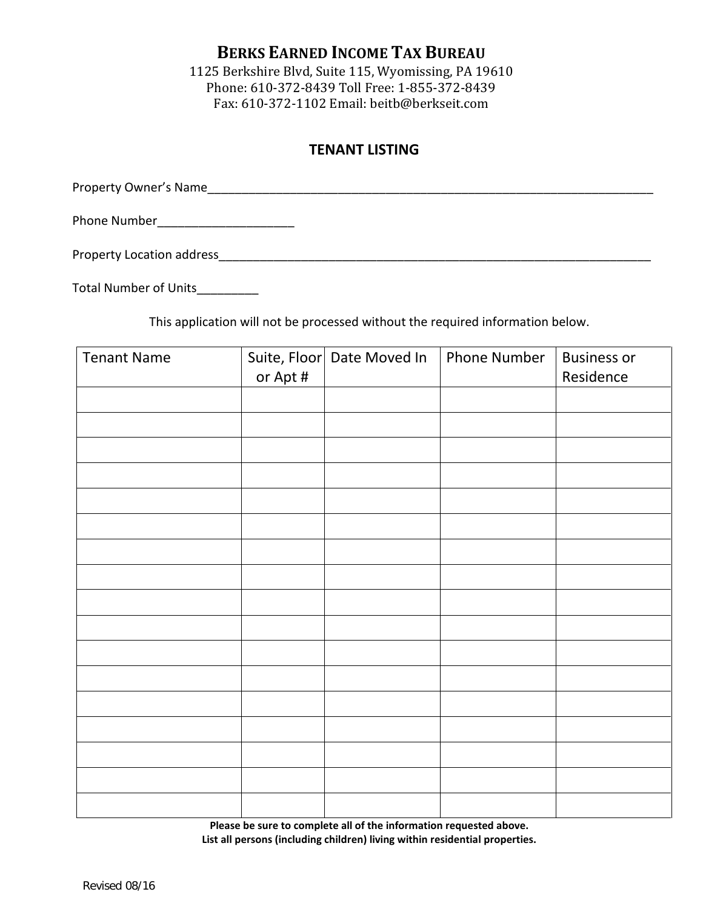# BERKS EARNED INCOME TAX BUREAU

1125 Berkshire Blvd, Suite 115, Wyomissing, PA 19610
Phone: 610-372-8439 Toll Free: 1-855-372-8439
Fax: 610-372-1102 Email: beitb@berkseit.com

## TENANT LISTING

Property Owner's Name_______________________________________________________________________

Phone Number____________________

Property Location address____________________________________________________________________

Total Number of Units_________

This application will not be processed without the required information below.

| Tenant Name | Suite, Floor or Apt # | Date Moved In | Phone Number | Business or Residence |
|---|---|---|---|---|
| | | | | |
| | | | | |
| | | | | |
| | | | | |
| | | | | |
| | | | | |
| | | | | |
| | | | | |
| | | | | |
| | | | | |
| | | | | |
| | | | | |
| | | | | |
| | | | | |
| | | | | |
| | | | | |
| | | | | |

**Please be sure to complete all of the information requested above.**
**List all persons (including children) living within residential properties.**

Revised 08/16